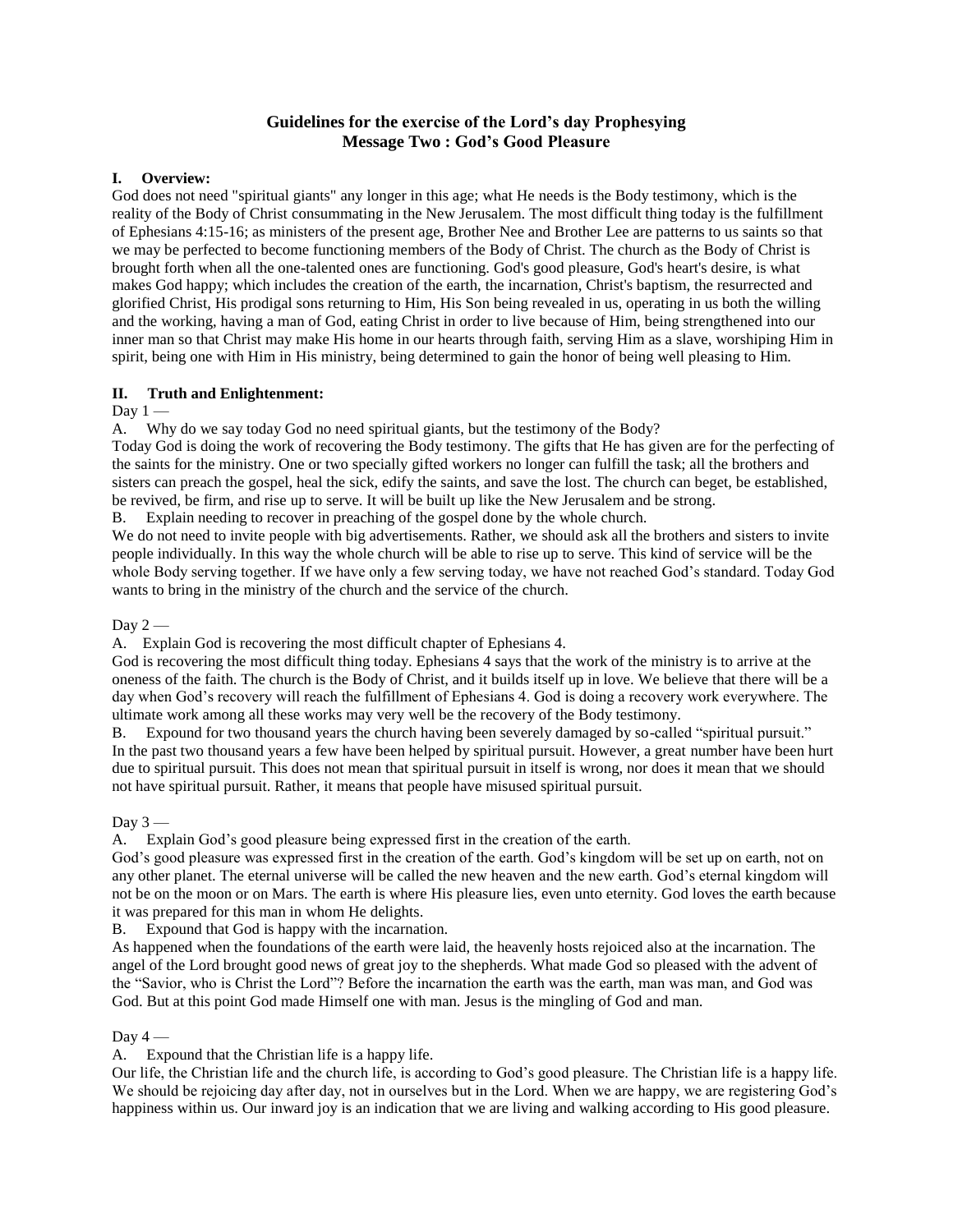# Guidelines for the exercise of the Lord's day Prophesying
## Message Two : God's Good Pleasure

### I. Overview:

God does not need "spiritual giants" any longer in this age; what He needs is the Body testimony, which is the reality of the Body of Christ consummating in the New Jerusalem. The most difficult thing today is the fulfillment of Ephesians 4:15-16; as ministers of the present age, Brother Nee and Brother Lee are patterns to us saints so that we may be perfected to become functioning members of the Body of Christ. The church as the Body of Christ is brought forth when all the one-talented ones are functioning. God's good pleasure, God's heart's desire, is what makes God happy; which includes the creation of the earth, the incarnation, Christ's baptism, the resurrected and glorified Christ, His prodigal sons returning to Him, His Son being revealed in us, operating in us both the willing and the working, having a man of God, eating Christ in order to live because of Him, being strengthened into our inner man so that Christ may make His home in our hearts through faith, serving Him as a slave, worshiping Him in spirit, being one with Him in His ministry, being determined to gain the honor of being well pleasing to Him.

### II. Truth and Enlightenment:

Day 1 —

A. Why do we say today God no need spiritual giants, but the testimony of the Body?

Today God is doing the work of recovering the Body testimony. The gifts that He has given are for the perfecting of the saints for the ministry. One or two specially gifted workers no longer can fulfill the task; all the brothers and sisters can preach the gospel, heal the sick, edify the saints, and save the lost. The church can beget, be established, be revived, be firm, and rise up to serve. It will be built up like the New Jerusalem and be strong.

B. Explain needing to recover in preaching of the gospel done by the whole church.

We do not need to invite people with big advertisements. Rather, we should ask all the brothers and sisters to invite people individually. In this way the whole church will be able to rise up to serve. This kind of service will be the whole Body serving together. If we have only a few serving today, we have not reached God's standard. Today God wants to bring in the ministry of the church and the service of the church.

Day 2 —

A. Explain God is recovering the most difficult chapter of Ephesians 4.

God is recovering the most difficult thing today. Ephesians 4 says that the work of the ministry is to arrive at the oneness of the faith. The church is the Body of Christ, and it builds itself up in love. We believe that there will be a day when God's recovery will reach the fulfillment of Ephesians 4. God is doing a recovery work everywhere. The ultimate work among all these works may very well be the recovery of the Body testimony.

B. Expound for two thousand years the church having been severely damaged by so-called "spiritual pursuit."

In the past two thousand years a few have been helped by spiritual pursuit. However, a great number have been hurt due to spiritual pursuit. This does not mean that spiritual pursuit in itself is wrong, nor does it mean that we should not have spiritual pursuit. Rather, it means that people have misused spiritual pursuit.

Day 3 —

A. Explain God's good pleasure being expressed first in the creation of the earth.

God's good pleasure was expressed first in the creation of the earth. God's kingdom will be set up on earth, not on any other planet. The eternal universe will be called the new heaven and the new earth. God's eternal kingdom will not be on the moon or on Mars. The earth is where His pleasure lies, even unto eternity. God loves the earth because it was prepared for this man in whom He delights.

B. Expound that God is happy with the incarnation.

As happened when the foundations of the earth were laid, the heavenly hosts rejoiced also at the incarnation. The angel of the Lord brought good news of great joy to the shepherds. What made God so pleased with the advent of the "Savior, who is Christ the Lord"? Before the incarnation the earth was the earth, man was man, and God was God. But at this point God made Himself one with man. Jesus is the mingling of God and man.

Day 4 —

A. Expound that the Christian life is a happy life.

Our life, the Christian life and the church life, is according to God's good pleasure. The Christian life is a happy life. We should be rejoicing day after day, not in ourselves but in the Lord. When we are happy, we are registering God's happiness within us. Our inward joy is an indication that we are living and walking according to His good pleasure.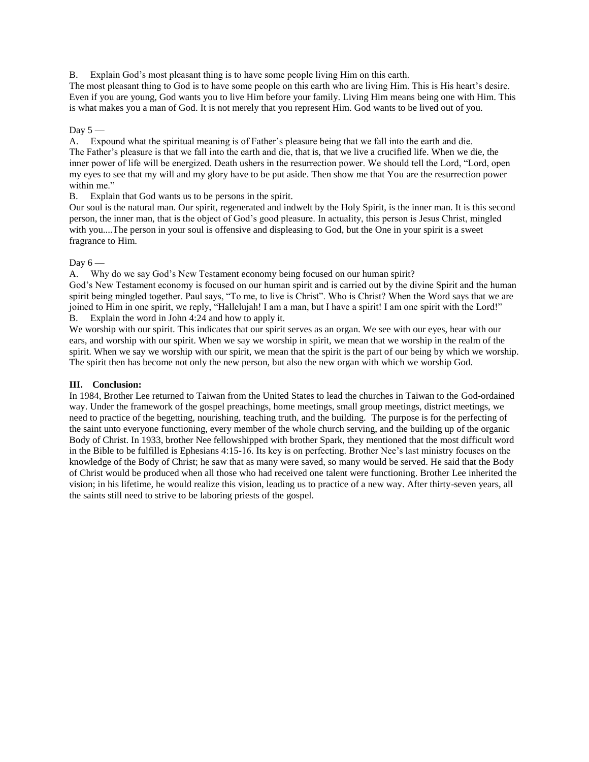B. Explain God's most pleasant thing is to have some people living Him on this earth.

The most pleasant thing to God is to have some people on this earth who are living Him. This is His heart's desire. Even if you are young, God wants you to live Him before your family. Living Him means being one with Him. This is what makes you a man of God. It is not merely that you represent Him. God wants to be lived out of you.

Day 5 —

A. Expound what the spiritual meaning is of Father's pleasure being that we fall into the earth and die.

The Father's pleasure is that we fall into the earth and die, that is, that we live a crucified life. When we die, the inner power of life will be energized. Death ushers in the resurrection power. We should tell the Lord, "Lord, open my eyes to see that my will and my glory have to be put aside. Then show me that You are the resurrection power within me."

B. Explain that God wants us to be persons in the spirit.

Our soul is the natural man. Our spirit, regenerated and indwelt by the Holy Spirit, is the inner man. It is this second person, the inner man, that is the object of God's good pleasure. In actuality, this person is Jesus Christ, mingled with you....The person in your soul is offensive and displeasing to God, but the One in your spirit is a sweet fragrance to Him.

Day 6 —

A. Why do we say God's New Testament economy being focused on our human spirit?

God's New Testament economy is focused on our human spirit and is carried out by the divine Spirit and the human spirit being mingled together. Paul says, "To me, to live is Christ". Who is Christ? When the Word says that we are joined to Him in one spirit, we reply, "Hallelujah! I am a man, but I have a spirit! I am one spirit with the Lord!"

B. Explain the word in John 4:24 and how to apply it.

We worship with our spirit. This indicates that our spirit serves as an organ. We see with our eyes, hear with our ears, and worship with our spirit. When we say we worship in spirit, we mean that we worship in the realm of the spirit. When we say we worship with our spirit, we mean that the spirit is the part of our being by which we worship. The spirit then has become not only the new person, but also the new organ with which we worship God.

## III. Conclusion:

In 1984, Brother Lee returned to Taiwan from the United States to lead the churches in Taiwan to the God-ordained way. Under the framework of the gospel preachings, home meetings, small group meetings, district meetings, we need to practice of the begetting, nourishing, teaching truth, and the building. The purpose is for the perfecting of the saint unto everyone functioning, every member of the whole church serving, and the building up of the organic Body of Christ. In 1933, brother Nee fellowshipped with brother Spark, they mentioned that the most difficult word in the Bible to be fulfilled is Ephesians 4:15-16. Its key is on perfecting. Brother Nee's last ministry focuses on the knowledge of the Body of Christ; he saw that as many were saved, so many would be served. He said that the Body of Christ would be produced when all those who had received one talent were functioning. Brother Lee inherited the vision; in his lifetime, he would realize this vision, leading us to practice of a new way. After thirty-seven years, all the saints still need to strive to be laboring priests of the gospel.